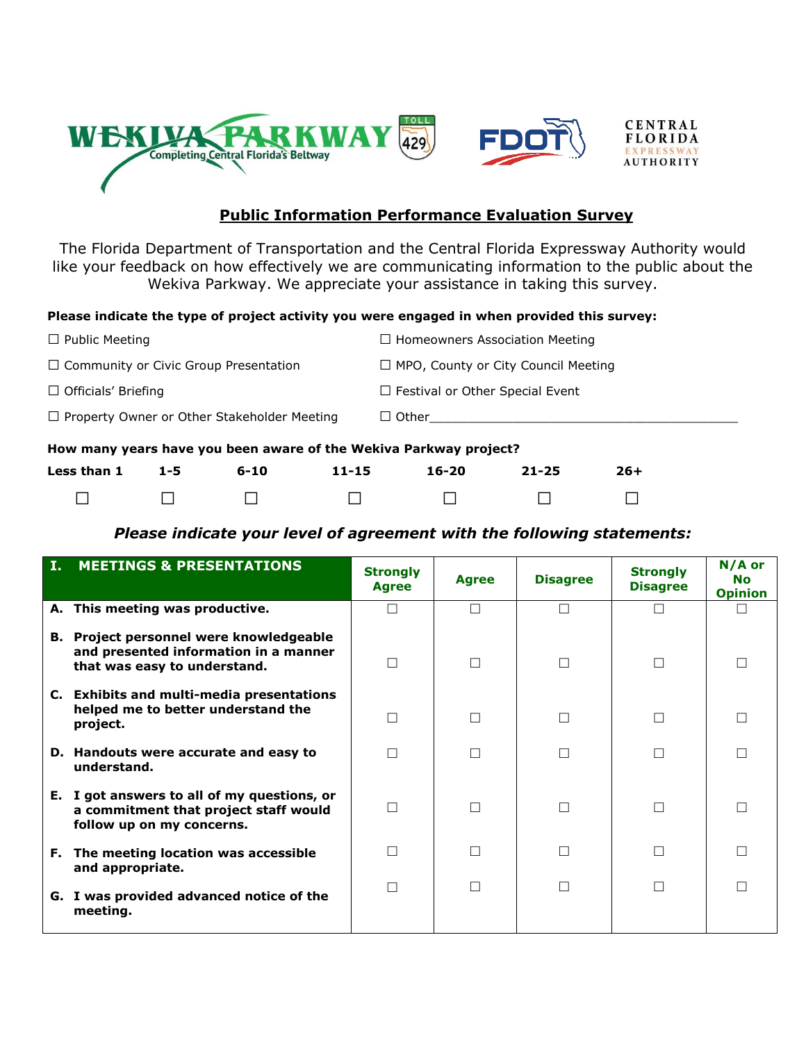WEKIVA PARKWAY
Completing Central Florida's Beltway

FDOT

CENTRAL FLORIDA EXPRESSWAY AUTHORITY

# Public Information Performance Evaluation Survey

The Florida Department of Transportation and the Central Florida Expressway Authority would like your feedback on how effectively we are communicating information to the public about the Wekiva Parkway. We appreciate your assistance in taking this survey.

**Please indicate the type of project activity you were engaged in when provided this survey:**

☐ Public Meeting
☐ Homeowners Association Meeting
☐ Community or Civic Group Presentation
☐ MPO, County or City Council Meeting
☐ Officials' Briefing
☐ Festival or Other Special Event
☐ Property Owner or Other Stakeholder Meeting
☐ Other___________________________________________

**How many years have you been aware of the Wekiva Parkway project?**

| Less than 1 | 1-5 | 6-10 | 11-15 | 16-20 | 21-25 | 26+ |
|---|---|---|---|---|---|---|
| ☐ | ☐ | ☐ | ☐ | ☐ | ☐ | ☐ |

***Please indicate your level of agreement with the following statements:***

| I. MEETINGS & PRESENTATIONS | Strongly Agree | Agree | Disagree | Strongly Disagree | N/A or No Opinion |
|---|---|---|---|---|---|
| **A. This meeting was productive.** | ☐ | ☐ | ☐ | ☐ | ☐ |
| **B. Project personnel were knowledgeable and presented information in a manner that was easy to understand.** | ☐ | ☐ | ☐ | ☐ | ☐ |
| **C. Exhibits and multi-media presentations helped me to better understand the project.** | ☐ | ☐ | ☐ | ☐ | ☐ |
| **D. Handouts were accurate and easy to understand.** | ☐ | ☐ | ☐ | ☐ | ☐ |
| **E. I got answers to all of my questions, or a commitment that project staff would follow up on my concerns.** | ☐ | ☐ | ☐ | ☐ | ☐ |
| **F. The meeting location was accessible and appropriate.** | ☐ | ☐ | ☐ | ☐ | ☐ |
| **G. I was provided advanced notice of the meeting.** | ☐ | ☐ | ☐ | ☐ | ☐ |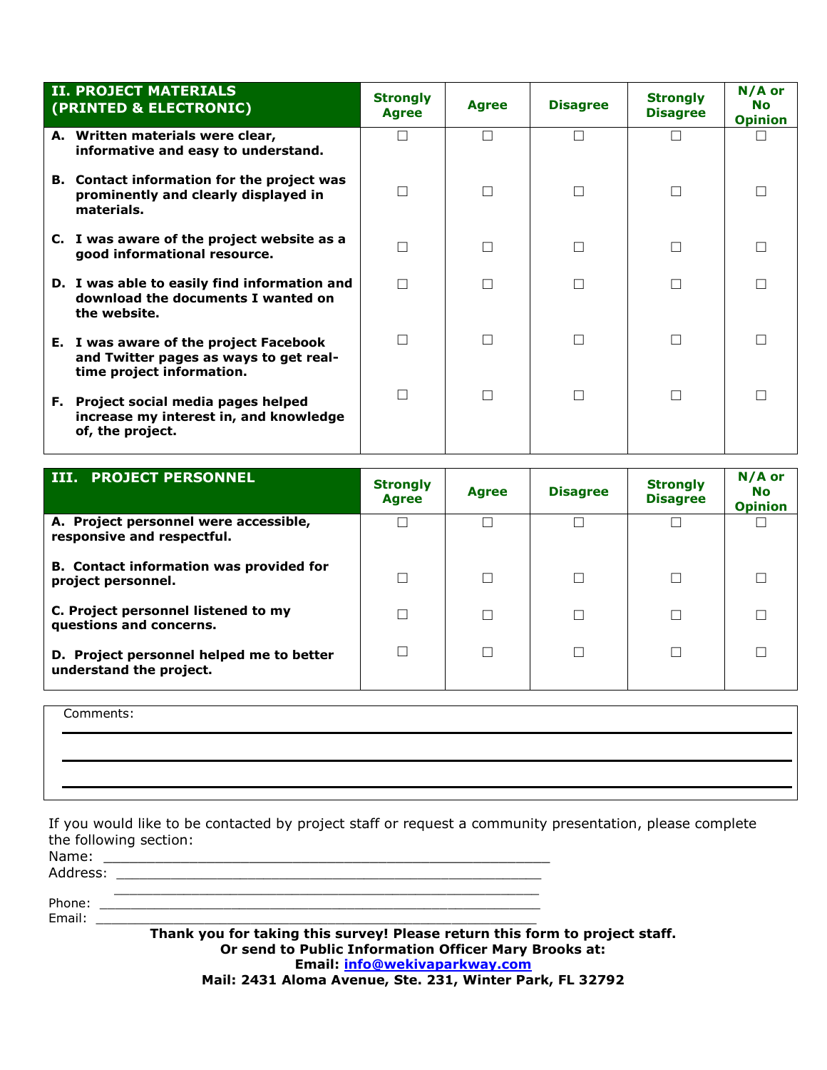| II. PROJECT MATERIALS (PRINTED & ELECTRONIC) | Strongly Agree | Agree | Disagree | Strongly Disagree | N/A or No Opinion |
|---|---|---|---|---|---|
| **A. Written materials were clear, informative and easy to understand.** | ☐ | ☐ | ☐ | ☐ | ☐ |
| **B. Contact information for the project was prominently and clearly displayed in materials.** | ☐ | ☐ | ☐ | ☐ | ☐ |
| **C. I was aware of the project website as a good informational resource.** | ☐ | ☐ | ☐ | ☐ | ☐ |
| **D. I was able to easily find information and download the documents I wanted on the website.** | ☐ | ☐ | ☐ | ☐ | ☐ |
| **E. I was aware of the project Facebook and Twitter pages as ways to get real-time project information.** | ☐ | ☐ | ☐ | ☐ | ☐ |
| **F. Project social media pages helped increase my interest in, and knowledge of, the project.** | ☐ | ☐ | ☐ | ☐ | ☐ |

| III. PROJECT PERSONNEL | Strongly Agree | Agree | Disagree | Strongly Disagree | N/A or No Opinion |
|---|---|---|---|---|---|
| **A. Project personnel were accessible, responsive and respectful.** | ☐ | ☐ | ☐ | ☐ | ☐ |
| **B. Contact information was provided for project personnel.** | ☐ | ☐ | ☐ | ☐ | ☐ |
| **C. Project personnel listened to my questions and concerns.** | ☐ | ☐ | ☐ | ☐ | ☐ |
| **D. Project personnel helped me to better understand the project.** | ☐ | ☐ | ☐ | ☐ | ☐ |

Comments:

______________________________________________________________________

______________________________________________________________________

______________________________________________________________________

If you would like to be contacted by project staff or request a community presentation, please complete the following section:

Name: ________________________________________________________

Address: ______________________________________________________

______________________________________________________

Phone: _______________________________________________________

Email: ________________________________________________________

**Thank you for taking this survey! Please return this form to project staff.**
**Or send to Public Information Officer Mary Brooks at:**
**Email: info@wekivaparkway.com**
**Mail: 2431 Aloma Avenue, Ste. 231, Winter Park, FL 32792**